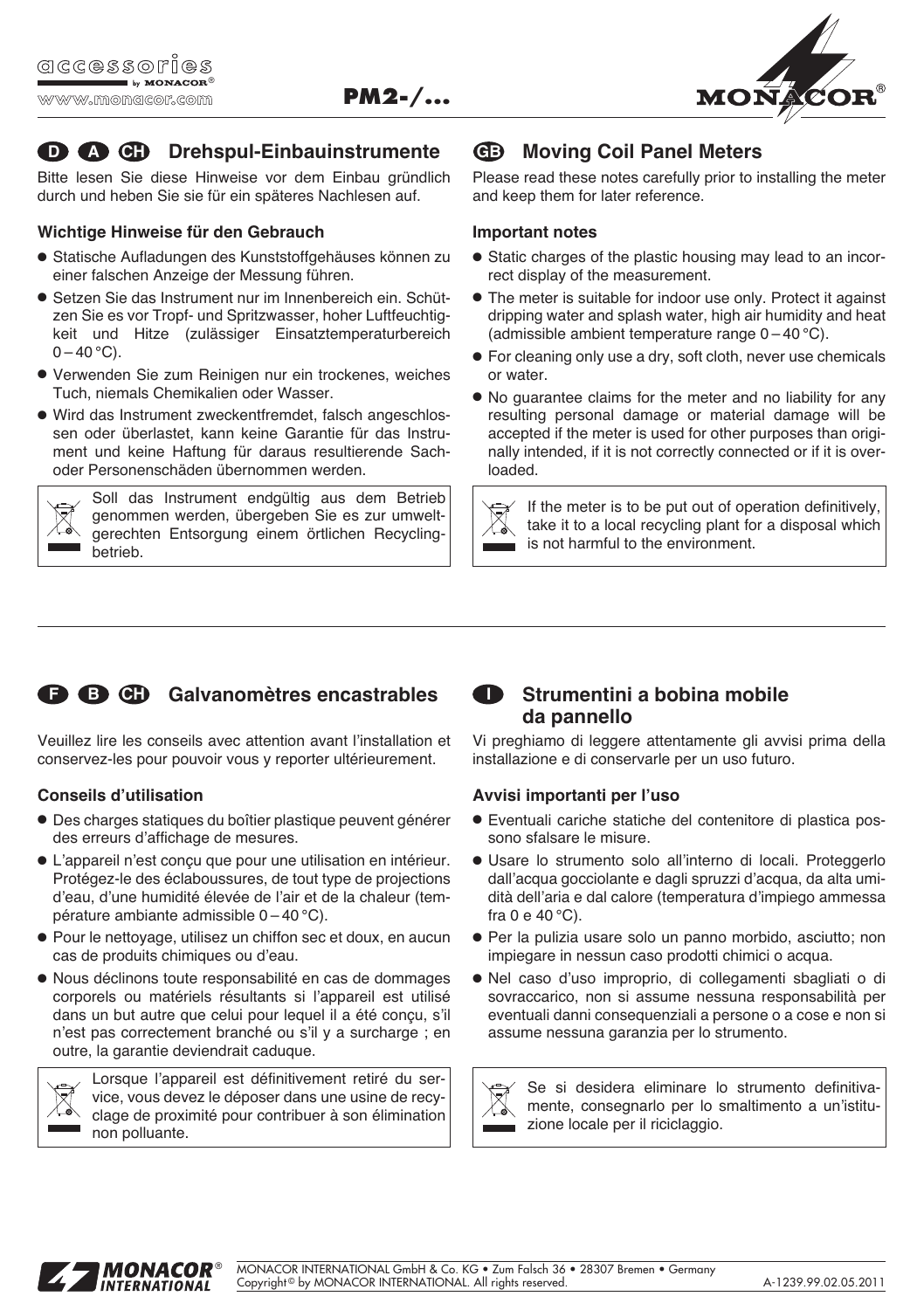PM2-/...

## D A CH Drehspul-Einbauinstrumente

Bitte lesen Sie diese Hinweise vor dem Einbau gründlich durch und heben Sie sie für ein späteres Nachlesen auf.

### Wichtige Hinweise für den Gebrauch

- Statische Aufladungen des Kunststoffgehäuses können zu einer falschen Anzeige der Messung führen.
- Setzen Sie das Instrument nur im Innenbereich ein. Schützen Sie es vor Tropf- und Spritzwasser, hoher Luftfeuchtigkeit und Hitze (zulässiger Einsatztemperaturbereich 0 – 40 °C).
- Verwenden Sie zum Reinigen nur ein trockenes, weiches Tuch, niemals Chemikalien oder Wasser.
- Wird das Instrument zweckentfremdet, falsch angeschlossen oder überlastet, kann keine Garantie für das Instrument und keine Haftung für daraus resultierende Sach- oder Personenschäden übernommen werden.

Soll das Instrument endgültig aus dem Betrieb genommen werden, übergeben Sie es zur umweltgerechten Entsorgung einem örtlichen Recyclingbetrieb.

## GB Moving Coil Panel Meters

Please read these notes carefully prior to installing the meter and keep them for later reference.

### Important notes

- Static charges of the plastic housing may lead to an incorrect display of the measurement.
- The meter is suitable for indoor use only. Protect it against dripping water and splash water, high air humidity and heat (admissible ambient temperature range 0 – 40 °C).
- For cleaning only use a dry, soft cloth, never use chemicals or water.
- No guarantee claims for the meter and no liability for any resulting personal damage or material damage will be accepted if the meter is used for other purposes than originally intended, if it is not correctly connected or if it is overloaded.

If the meter is to be put out of operation definitively, take it to a local recycling plant for a disposal which is not harmful to the environment.

## F B CH Galvanomètres encastrables

Veuillez lire les conseils avec attention avant l'installation et conservez-les pour pouvoir vous y reporter ultérieurement.

### Conseils d'utilisation

- Des charges statiques du boîtier plastique peuvent générer des erreurs d'affichage de mesures.
- L'appareil n'est conçu que pour une utilisation en intérieur. Protégez-le des éclaboussures, de tout type de projections d'eau, d'une humidité élevée de l'air et de la chaleur (température ambiante admissible 0 – 40 °C).
- Pour le nettoyage, utilisez un chiffon sec et doux, en aucun cas de produits chimiques ou d'eau.
- Nous déclinons toute responsabilité en cas de dommages corporels ou matériels résultants si l'appareil est utilisé dans un but autre que celui pour lequel il a été conçu, s'il n'est pas correctement branché ou s'il y a surcharge ; en outre, la garantie deviendrait caduque.

Lorsque l'appareil est définitivement retiré du service, vous devez le déposer dans une usine de recyclage de proximité pour contribuer à son élimination non polluante.

## I Strumentini a bobina mobile da pannello

Vi preghiamo di leggere attentamente gli avvisi prima della installazione e di conservarle per un uso futuro.

### Avvisi importanti per l'uso

- Eventuali cariche statiche del contenitore di plastica possono sfalsare le misure.
- Usare lo strumento solo all'interno di locali. Proteggerlo dall'acqua gocciolante e dagli spruzzi d'acqua, da alta umidità dell'aria e dal calore (temperatura d'impiego ammessa fra 0 e 40 °C).
- Per la pulizia usare solo un panno morbido, asciutto; non impiegare in nessun caso prodotti chimici o acqua.
- Nel caso d'uso improprio, di collegamenti sbagliati o di sovraccarico, non si assume nessuna responsabilità per eventuali danni consequenziali a persone o a cose e non si assume nessuna garanzia per lo strumento.

Se si desidera eliminare lo strumento definitivamente, consegnarlo per lo smaltimento a un'istituzione locale per il riciclaggio.

MONACOR INTERNATIONAL GmbH & Co. KG • Zum Falsch 36 • 28307 Bremen • Germany
Copyright© by MONACOR INTERNATIONAL. All rights reserved.

A-1239.99.02.05.2011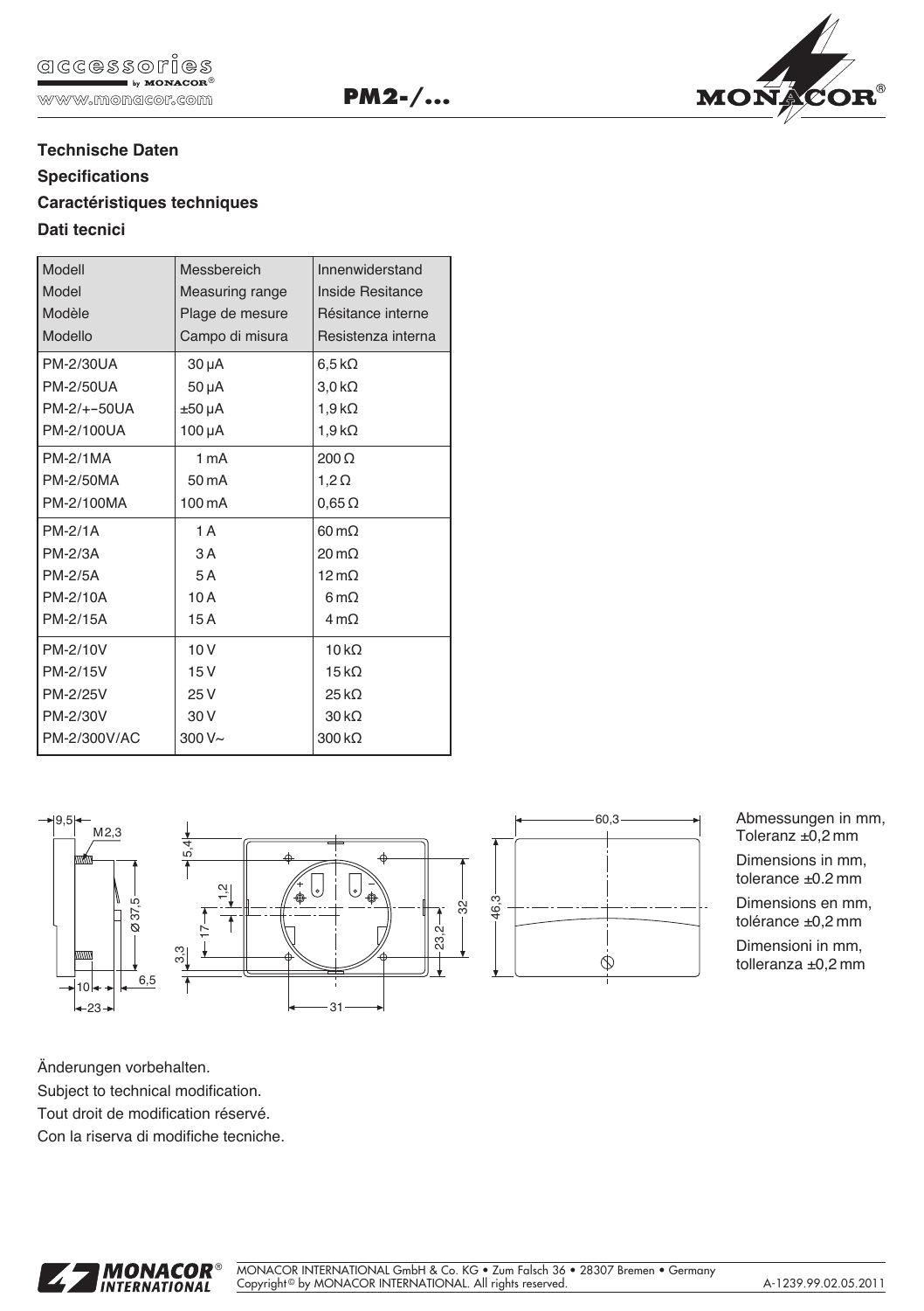**Technische Daten**

**Specifications**

**Caractéristiques techniques**

**Dati tecnici**

| Modell<br>Model<br>Modèle<br>Modello | Messbereich<br>Measuring range<br>Plage de mesure<br>Campo di misura | Innenwiderstand<br>Inside Resitance<br>Résitance interne<br>Resistenza interna |
|---|---|---|
| PM-2/30UA | 30 µA | 6,5 kΩ |
| PM-2/50UA | 50 µA | 3,0 kΩ |
| PM-2/+−50UA | ±50 µA | 1,9 kΩ |
| PM-2/100UA | 100 µA | 1,9 kΩ |
| PM-2/1MA | 1 mA | 200 Ω |
| PM-2/50MA | 50 mA | 1,2 Ω |
| PM-2/100MA | 100 mA | 0,65 Ω |
| PM-2/1A | 1 A | 60 mΩ |
| PM-2/3A | 3 A | 20 mΩ |
| PM-2/5A | 5 A | 12 mΩ |
| PM-2/10A | 10 A | 6 mΩ |
| PM-2/15A | 15 A | 4 mΩ |
| PM-2/10V | 10 V | 10 kΩ |
| PM-2/15V | 15 V | 15 kΩ |
| PM-2/25V | 25 V | 25 kΩ |
| PM-2/30V | 30 V | 30 kΩ |
| PM-2/300V/AC | 300 V~ | 300 kΩ |

9,5
M2,3
Ø 37,5
6,5
10
23
5,4
1,2
17
3,3
31
23,2
32
46,3
60,3

Abmessungen in mm, Toleranz ±0,2 mm

Dimensions in mm, tolerance ±0.2 mm

Dimensions en mm, tolérance ±0,2 mm

Dimensioni in mm, tolleranza ±0,2 mm

Änderungen vorbehalten.

Subject to technical modification.

Tout droit de modification réservé.

Con la riserva di modifiche tecniche.

MONACOR INTERNATIONAL GmbH & Co. KG • Zum Falsch 36 • 28307 Bremen • Germany
Copyright© by MONACOR INTERNATIONAL. All rights reserved.

A-1239.99.02.05.2011